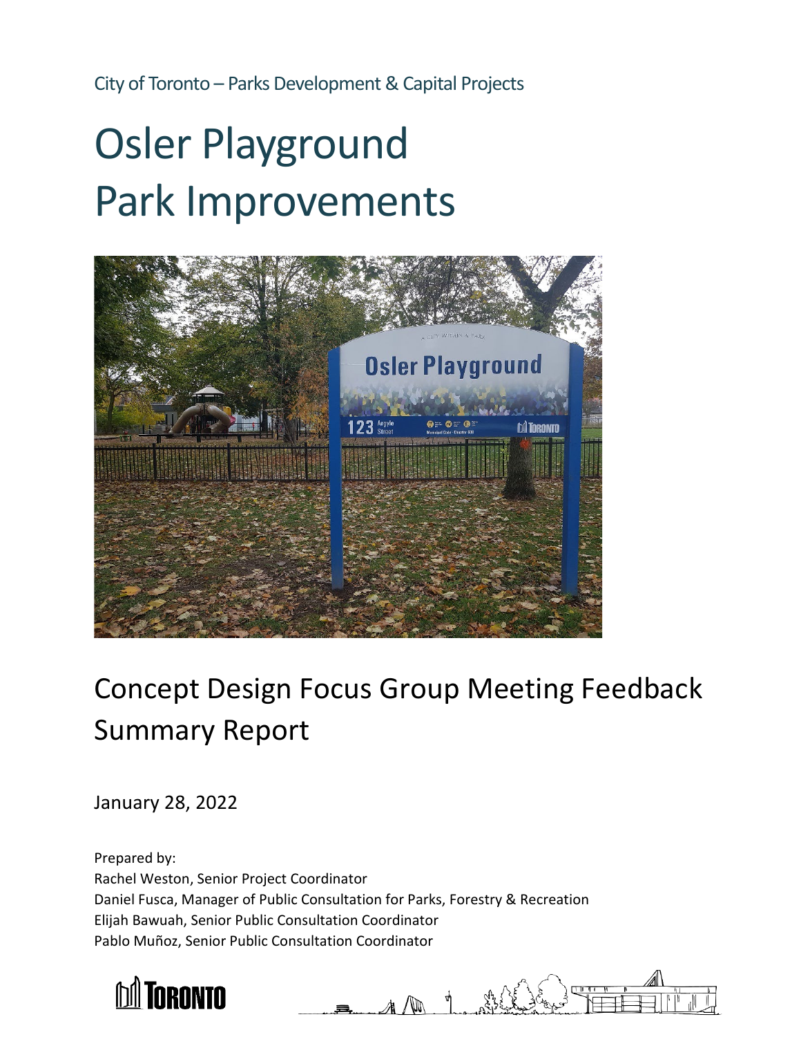City of Toronto – Parks Development & Capital Projects

# Osler Playground Park Improvements

## Concept Design Focus Group Meeting Feedback Summary Report

January 28, 2022

Prepared by:
Rachel Weston, Senior Project Coordinator
Daniel Fusca, Manager of Public Consultation for Parks, Forestry & Recreation
Elijah Bawuah, Senior Public Consultation Coordinator
Pablo Muñoz, Senior Public Consultation Coordinator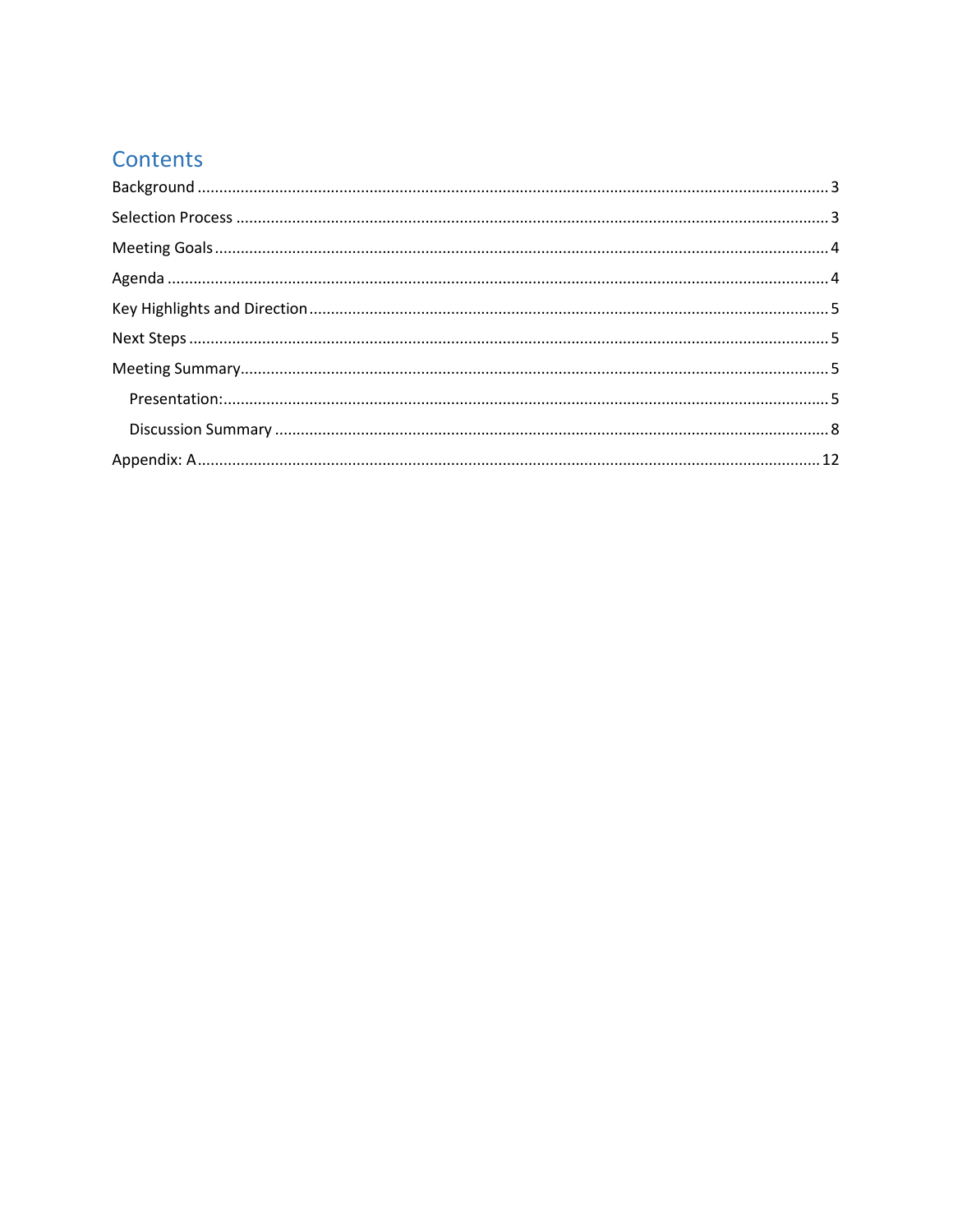# Contents

- Background ........................................................................ 3
- Selection Process ................................................................ 3
- Meeting Goals ..................................................................... 4
- Agenda ............................................................................... 4
- Key Highlights and Direction ............................................... 5
- Next Steps .......................................................................... 5
- Meeting Summary ................................................................ 5
  - Presentation: .................................................................. 5
  - Discussion Summary ........................................................ 8
- Appendix: A ...................................................................... 12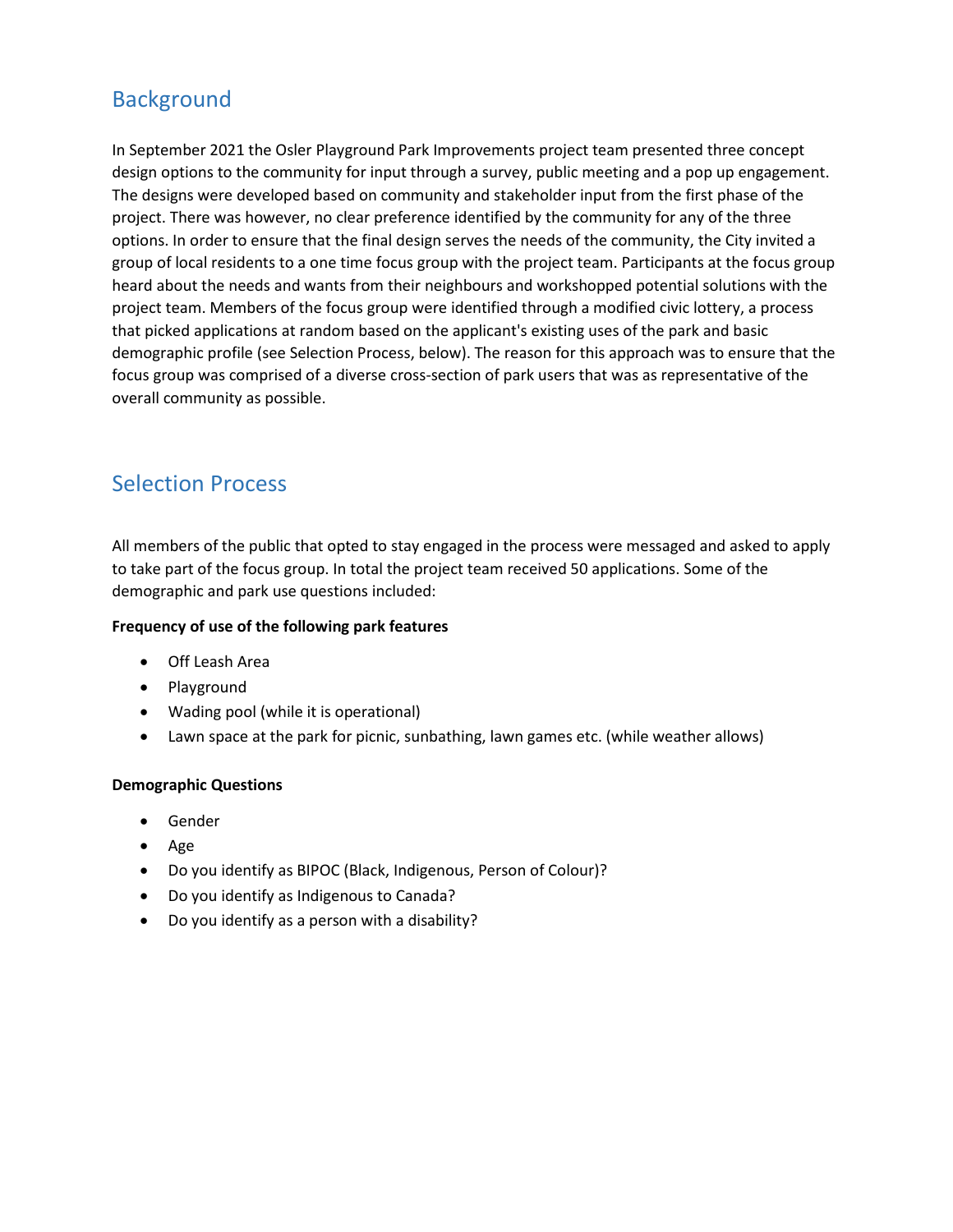## Background

In September 2021 the Osler Playground Park Improvements project team presented three concept design options to the community for input through a survey, public meeting and a pop up engagement. The designs were developed based on community and stakeholder input from the first phase of the project. There was however, no clear preference identified by the community for any of the three options. In order to ensure that the final design serves the needs of the community, the City invited a group of local residents to a one time focus group with the project team. Participants at the focus group heard about the needs and wants from their neighbours and workshopped potential solutions with the project team. Members of the focus group were identified through a modified civic lottery, a process that picked applications at random based on the applicant's existing uses of the park and basic demographic profile (see Selection Process, below). The reason for this approach was to ensure that the focus group was comprised of a diverse cross-section of park users that was as representative of the overall community as possible.

## Selection Process

All members of the public that opted to stay engaged in the process were messaged and asked to apply to take part of the focus group. In total the project team received 50 applications. Some of the demographic and park use questions included:

**Frequency of use of the following park features**

- Off Leash Area
- Playground
- Wading pool (while it is operational)
- Lawn space at the park for picnic, sunbathing, lawn games etc. (while weather allows)

**Demographic Questions**

- Gender
- Age
- Do you identify as BIPOC (Black, Indigenous, Person of Colour)?
- Do you identify as Indigenous to Canada?
- Do you identify as a person with a disability?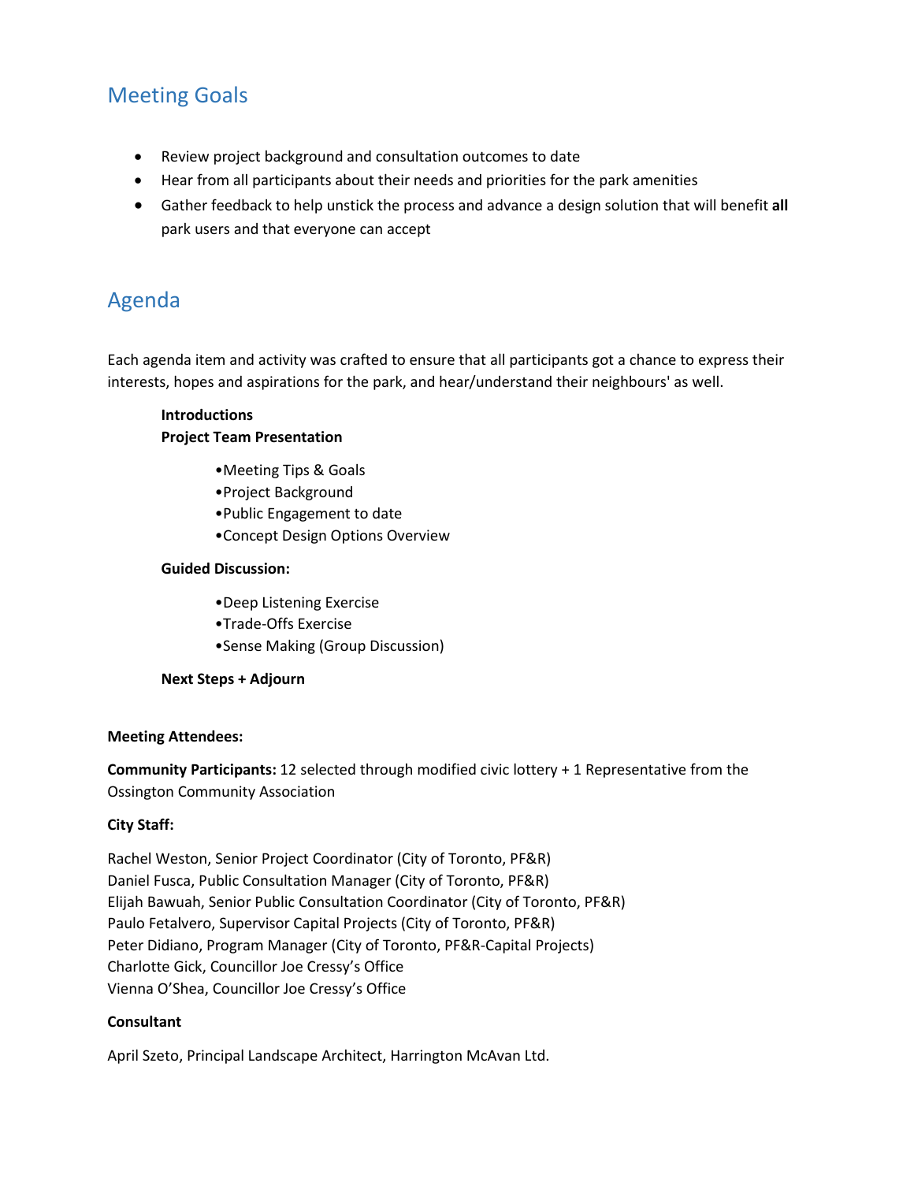## Meeting Goals

- Review project background and consultation outcomes to date
- Hear from all participants about their needs and priorities for the park amenities
- Gather feedback to help unstick the process and advance a design solution that will benefit **all** park users and that everyone can accept

## Agenda

Each agenda item and activity was crafted to ensure that all participants got a chance to express their interests, hopes and aspirations for the park, and hear/understand their neighbours' as well.

**Introductions**

**Project Team Presentation**

- Meeting Tips & Goals
- Project Background
- Public Engagement to date
- Concept Design Options Overview

**Guided Discussion:**

- Deep Listening Exercise
- Trade-Offs Exercise
- Sense Making (Group Discussion)

**Next Steps + Adjourn**

**Meeting Attendees:**

**Community Participants:** 12 selected through modified civic lottery + 1 Representative from the Ossington Community Association

**City Staff:**

Rachel Weston, Senior Project Coordinator (City of Toronto, PF&R)
Daniel Fusca, Public Consultation Manager (City of Toronto, PF&R)
Elijah Bawuah, Senior Public Consultation Coordinator (City of Toronto, PF&R)
Paulo Fetalvero, Supervisor Capital Projects (City of Toronto, PF&R)
Peter Didiano, Program Manager (City of Toronto, PF&R-Capital Projects)
Charlotte Gick, Councillor Joe Cressy's Office
Vienna O'Shea, Councillor Joe Cressy's Office

**Consultant**

April Szeto, Principal Landscape Architect, Harrington McAvan Ltd.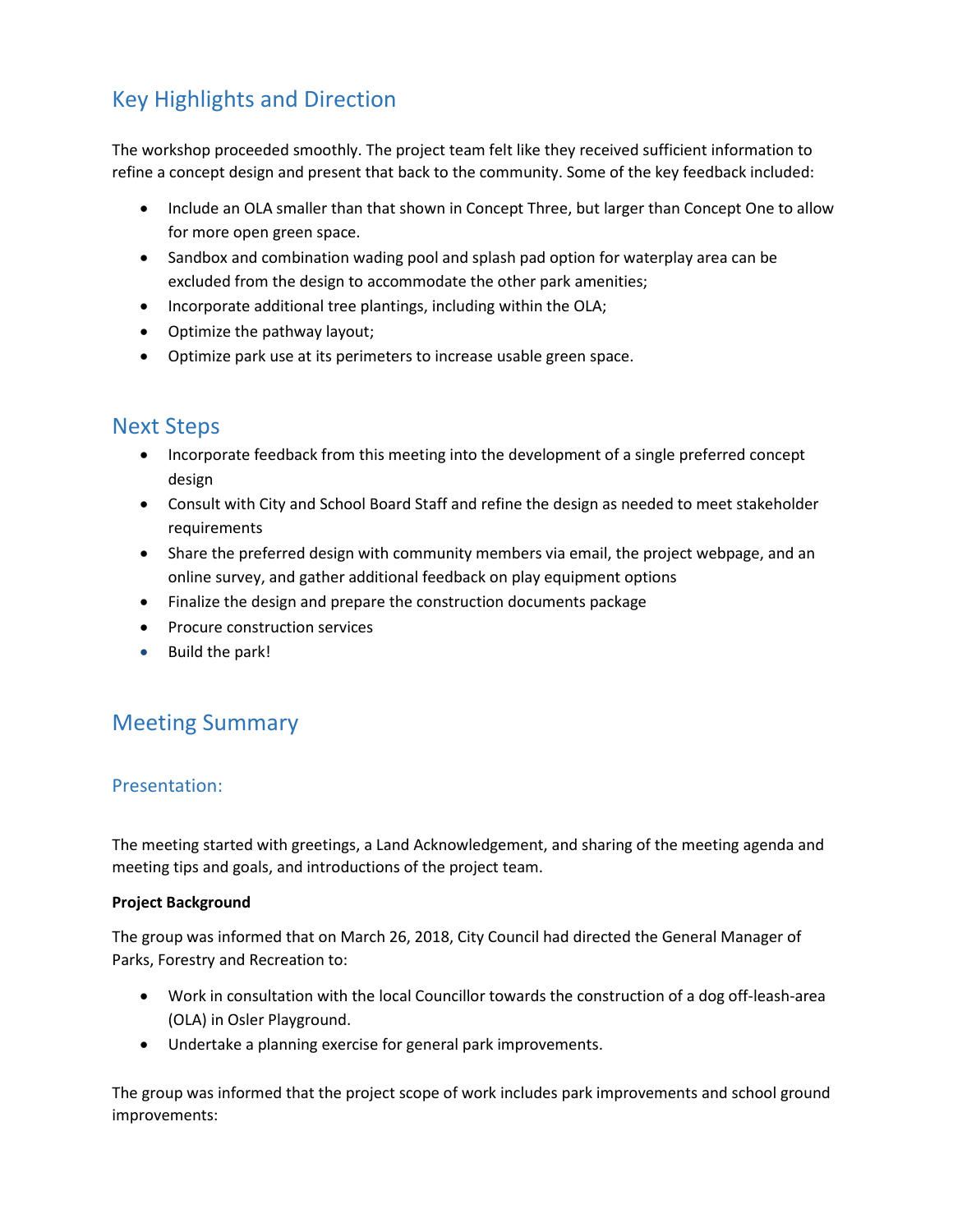## Key Highlights and Direction

The workshop proceeded smoothly. The project team felt like they received sufficient information to refine a concept design and present that back to the community. Some of the key feedback included:

- Include an OLA smaller than that shown in Concept Three, but larger than Concept One to allow for more open green space.
- Sandbox and combination wading pool and splash pad option for waterplay area can be excluded from the design to accommodate the other park amenities;
- Incorporate additional tree plantings, including within the OLA;
- Optimize the pathway layout;
- Optimize park use at its perimeters to increase usable green space.

## Next Steps

- Incorporate feedback from this meeting into the development of a single preferred concept design
- Consult with City and School Board Staff and refine the design as needed to meet stakeholder requirements
- Share the preferred design with community members via email, the project webpage, and an online survey, and gather additional feedback on play equipment options
- Finalize the design and prepare the construction documents package
- Procure construction services
- Build the park!

## Meeting Summary

### Presentation:

The meeting started with greetings, a Land Acknowledgement, and sharing of the meeting agenda and meeting tips and goals, and introductions of the project team.

**Project Background**

The group was informed that on March 26, 2018, City Council had directed the General Manager of Parks, Forestry and Recreation to:

- Work in consultation with the local Councillor towards the construction of a dog off-leash-area (OLA) in Osler Playground.
- Undertake a planning exercise for general park improvements.

The group was informed that the project scope of work includes park improvements and school ground improvements: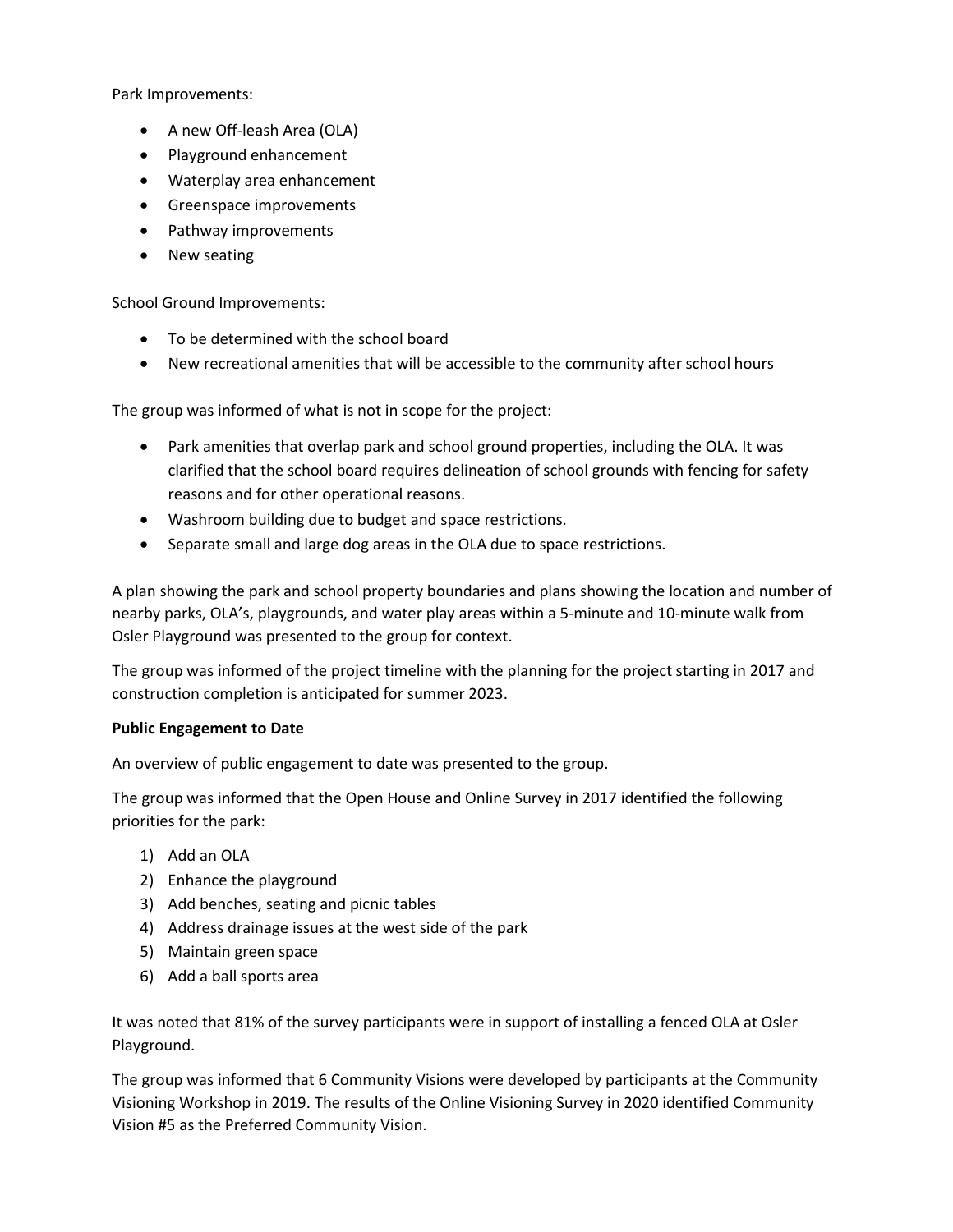Park Improvements:

- A new Off-leash Area (OLA)
- Playground enhancement
- Waterplay area enhancement
- Greenspace improvements
- Pathway improvements
- New seating

School Ground Improvements:

- To be determined with the school board
- New recreational amenities that will be accessible to the community after school hours

The group was informed of what is not in scope for the project:

- Park amenities that overlap park and school ground properties, including the OLA. It was clarified that the school board requires delineation of school grounds with fencing for safety reasons and for other operational reasons.
- Washroom building due to budget and space restrictions.
- Separate small and large dog areas in the OLA due to space restrictions.

A plan showing the park and school property boundaries and plans showing the location and number of nearby parks, OLA's, playgrounds, and water play areas within a 5-minute and 10-minute walk from Osler Playground was presented to the group for context.

The group was informed of the project timeline with the planning for the project starting in 2017 and construction completion is anticipated for summer 2023.

**Public Engagement to Date**

An overview of public engagement to date was presented to the group.

The group was informed that the Open House and Online Survey in 2017 identified the following priorities for the park:

1) Add an OLA
2) Enhance the playground
3) Add benches, seating and picnic tables
4) Address drainage issues at the west side of the park
5) Maintain green space
6) Add a ball sports area

It was noted that 81% of the survey participants were in support of installing a fenced OLA at Osler Playground.

The group was informed that 6 Community Visions were developed by participants at the Community Visioning Workshop in 2019. The results of the Online Visioning Survey in 2020 identified Community Vision #5 as the Preferred Community Vision.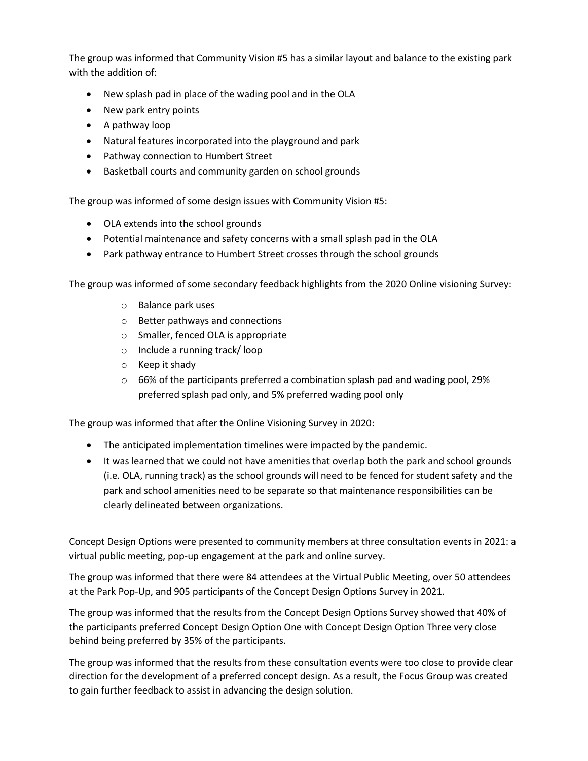The group was informed that Community Vision #5 has a similar layout and balance to the existing park with the addition of:

- New splash pad in place of the wading pool and in the OLA
- New park entry points
- A pathway loop
- Natural features incorporated into the playground and park
- Pathway connection to Humbert Street
- Basketball courts and community garden on school grounds

The group was informed of some design issues with Community Vision #5:

- OLA extends into the school grounds
- Potential maintenance and safety concerns with a small splash pad in the OLA
- Park pathway entrance to Humbert Street crosses through the school grounds

The group was informed of some secondary feedback highlights from the 2020 Online visioning Survey:

- Balance park uses
- Better pathways and connections
- Smaller, fenced OLA is appropriate
- Include a running track/ loop
- Keep it shady
- 66% of the participants preferred a combination splash pad and wading pool, 29% preferred splash pad only, and 5% preferred wading pool only

The group was informed that after the Online Visioning Survey in 2020:

- The anticipated implementation timelines were impacted by the pandemic.
- It was learned that we could not have amenities that overlap both the park and school grounds (i.e. OLA, running track) as the school grounds will need to be fenced for student safety and the park and school amenities need to be separate so that maintenance responsibilities can be clearly delineated between organizations.

Concept Design Options were presented to community members at three consultation events in 2021: a virtual public meeting, pop-up engagement at the park and online survey.

The group was informed that there were 84 attendees at the Virtual Public Meeting, over 50 attendees at the Park Pop-Up, and 905 participants of the Concept Design Options Survey in 2021.

The group was informed that the results from the Concept Design Options Survey showed that 40% of the participants preferred Concept Design Option One with Concept Design Option Three very close behind being preferred by 35% of the participants.

The group was informed that the results from these consultation events were too close to provide clear direction for the development of a preferred concept design. As a result, the Focus Group was created to gain further feedback to assist in advancing the design solution.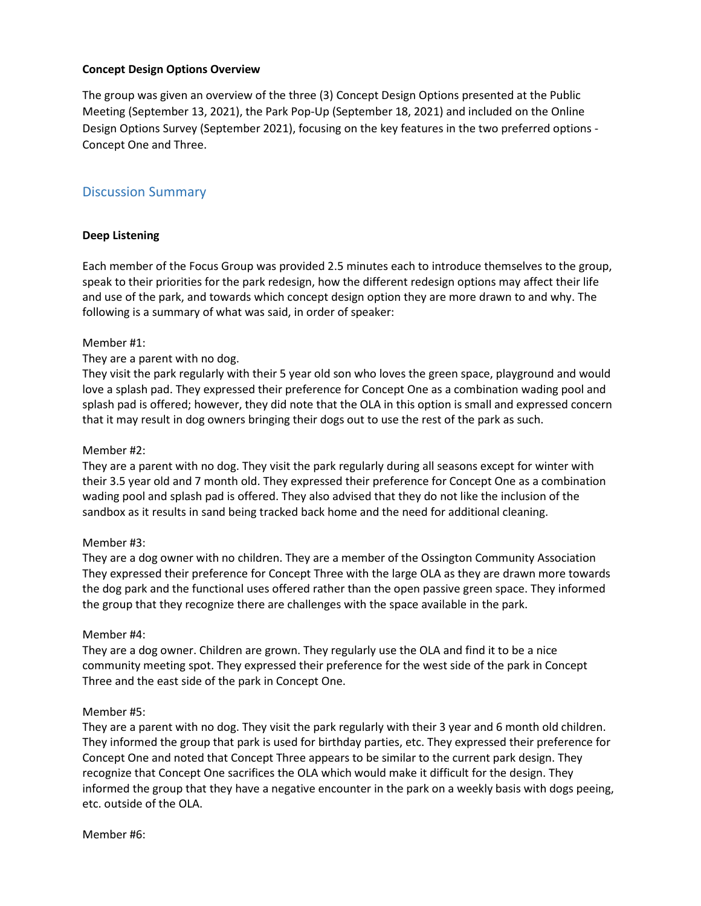**Concept Design Options Overview**

The group was given an overview of the three (3) Concept Design Options presented at the Public Meeting (September 13, 2021), the Park Pop-Up (September 18, 2021) and included on the Online Design Options Survey (September 2021), focusing on the key features in the two preferred options - Concept One and Three.

## Discussion Summary

**Deep Listening**

Each member of the Focus Group was provided 2.5 minutes each to introduce themselves to the group, speak to their priorities for the park redesign, how the different redesign options may affect their life and use of the park, and towards which concept design option they are more drawn to and why. The following is a summary of what was said, in order of speaker:

Member #1:
They are a parent with no dog.
They visit the park regularly with their 5 year old son who loves the green space, playground and would love a splash pad. They expressed their preference for Concept One as a combination wading pool and splash pad is offered; however, they did note that the OLA in this option is small and expressed concern that it may result in dog owners bringing their dogs out to use the rest of the park as such.

Member #2:
They are a parent with no dog. They visit the park regularly during all seasons except for winter with their 3.5 year old and 7 month old. They expressed their preference for Concept One as a combination wading pool and splash pad is offered. They also advised that they do not like the inclusion of the sandbox as it results in sand being tracked back home and the need for additional cleaning.

Member #3:
They are a dog owner with no children. They are a member of the Ossington Community Association They expressed their preference for Concept Three with the large OLA as they are drawn more towards the dog park and the functional uses offered rather than the open passive green space. They informed the group that they recognize there are challenges with the space available in the park.

Member #4:
They are a dog owner. Children are grown. They regularly use the OLA and find it to be a nice community meeting spot. They expressed their preference for the west side of the park in Concept Three and the east side of the park in Concept One.

Member #5:
They are a parent with no dog. They visit the park regularly with their 3 year and 6 month old children. They informed the group that park is used for birthday parties, etc. They expressed their preference for Concept One and noted that Concept Three appears to be similar to the current park design. They recognize that Concept One sacrifices the OLA which would make it difficult for the design. They informed the group that they have a negative encounter in the park on a weekly basis with dogs peeing, etc. outside of the OLA.

Member #6: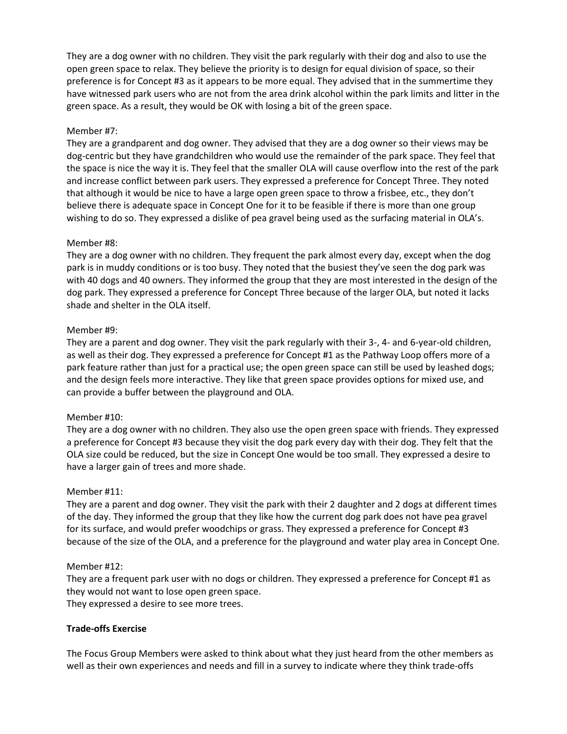They are a dog owner with no children. They visit the park regularly with their dog and also to use the open green space to relax. They believe the priority is to design for equal division of space, so their preference is for Concept #3 as it appears to be more equal. They advised that in the summertime they have witnessed park users who are not from the area drink alcohol within the park limits and litter in the green space. As a result, they would be OK with losing a bit of the green space.

Member #7:
They are a grandparent and dog owner. They advised that they are a dog owner so their views may be dog-centric but they have grandchildren who would use the remainder of the park space. They feel that the space is nice the way it is. They feel that the smaller OLA will cause overflow into the rest of the park and increase conflict between park users. They expressed a preference for Concept Three. They noted that although it would be nice to have a large open green space to throw a frisbee, etc., they don't believe there is adequate space in Concept One for it to be feasible if there is more than one group wishing to do so. They expressed a dislike of pea gravel being used as the surfacing material in OLA's.

Member #8:
They are a dog owner with no children. They frequent the park almost every day, except when the dog park is in muddy conditions or is too busy. They noted that the busiest they've seen the dog park was with 40 dogs and 40 owners. They informed the group that they are most interested in the design of the dog park. They expressed a preference for Concept Three because of the larger OLA, but noted it lacks shade and shelter in the OLA itself.

Member #9:
They are a parent and dog owner. They visit the park regularly with their 3-, 4- and 6-year-old children, as well as their dog. They expressed a preference for Concept #1 as the Pathway Loop offers more of a park feature rather than just for a practical use; the open green space can still be used by leashed dogs; and the design feels more interactive. They like that green space provides options for mixed use, and can provide a buffer between the playground and OLA.

Member #10:
They are a dog owner with no children. They also use the open green space with friends. They expressed a preference for Concept #3 because they visit the dog park every day with their dog. They felt that the OLA size could be reduced, but the size in Concept One would be too small. They expressed a desire to have a larger gain of trees and more shade.

Member #11:
They are a parent and dog owner. They visit the park with their 2 daughter and 2 dogs at different times of the day. They informed the group that they like how the current dog park does not have pea gravel for its surface, and would prefer woodchips or grass. They expressed a preference for Concept #3 because of the size of the OLA, and a preference for the playground and water play area in Concept One.

Member #12:
They are a frequent park user with no dogs or children. They expressed a preference for Concept #1 as they would not want to lose open green space.
They expressed a desire to see more trees.

**Trade-offs Exercise**

The Focus Group Members were asked to think about what they just heard from the other members as well as their own experiences and needs and fill in a survey to indicate where they think trade-offs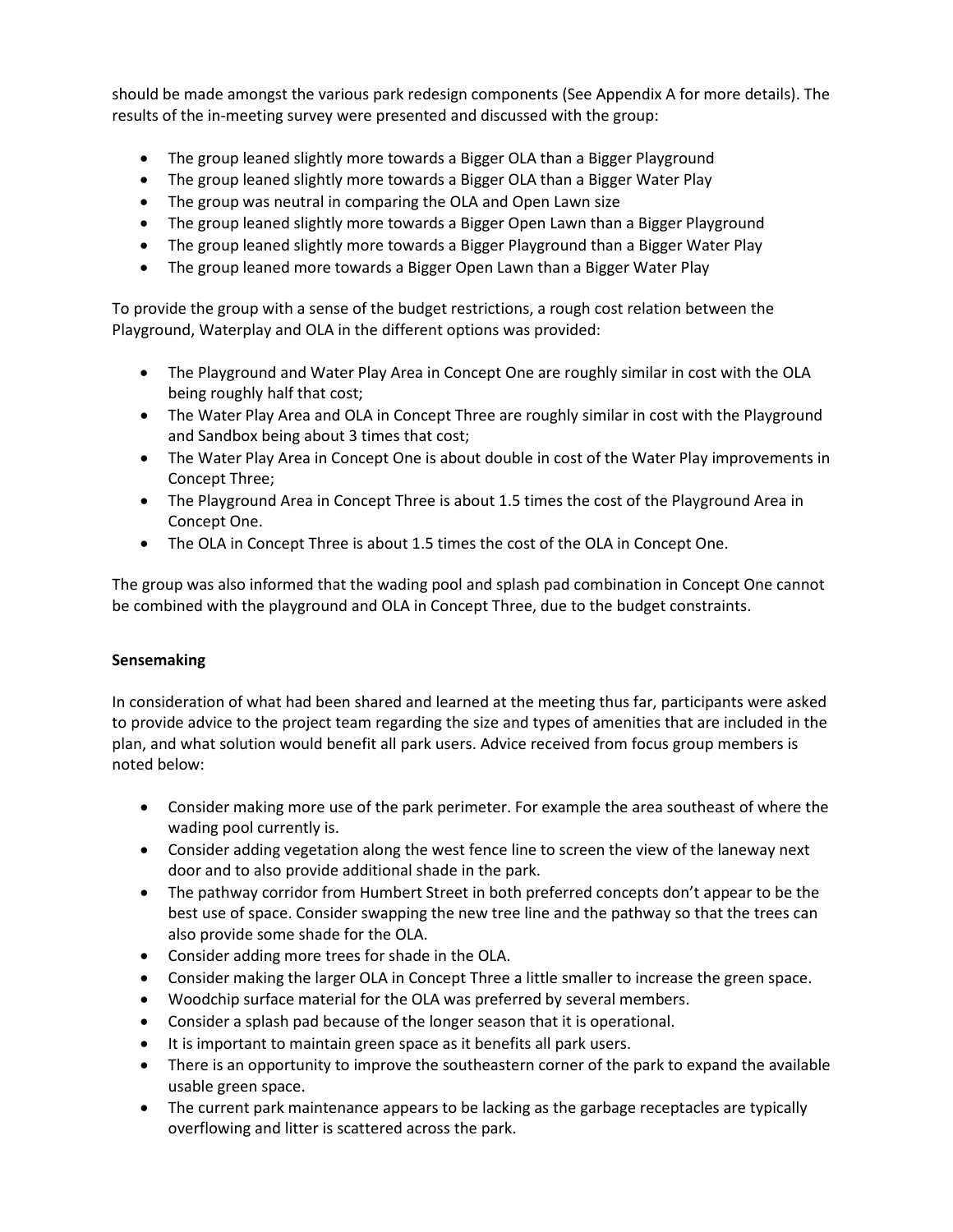should be made amongst the various park redesign components (See Appendix A for more details). The results of the in-meeting survey were presented and discussed with the group:

- The group leaned slightly more towards a Bigger OLA than a Bigger Playground
- The group leaned slightly more towards a Bigger OLA than a Bigger Water Play
- The group was neutral in comparing the OLA and Open Lawn size
- The group leaned slightly more towards a Bigger Open Lawn than a Bigger Playground
- The group leaned slightly more towards a Bigger Playground than a Bigger Water Play
- The group leaned more towards a Bigger Open Lawn than a Bigger Water Play

To provide the group with a sense of the budget restrictions, a rough cost relation between the Playground, Waterplay and OLA in the different options was provided:

- The Playground and Water Play Area in Concept One are roughly similar in cost with the OLA being roughly half that cost;
- The Water Play Area and OLA in Concept Three are roughly similar in cost with the Playground and Sandbox being about 3 times that cost;
- The Water Play Area in Concept One is about double in cost of the Water Play improvements in Concept Three;
- The Playground Area in Concept Three is about 1.5 times the cost of the Playground Area in Concept One.
- The OLA in Concept Three is about 1.5 times the cost of the OLA in Concept One.

The group was also informed that the wading pool and splash pad combination in Concept One cannot be combined with the playground and OLA in Concept Three, due to the budget constraints.

**Sensemaking**

In consideration of what had been shared and learned at the meeting thus far, participants were asked to provide advice to the project team regarding the size and types of amenities that are included in the plan, and what solution would benefit all park users. Advice received from focus group members is noted below:

- Consider making more use of the park perimeter. For example the area southeast of where the wading pool currently is.
- Consider adding vegetation along the west fence line to screen the view of the laneway next door and to also provide additional shade in the park.
- The pathway corridor from Humbert Street in both preferred concepts don't appear to be the best use of space. Consider swapping the new tree line and the pathway so that the trees can also provide some shade for the OLA.
- Consider adding more trees for shade in the OLA.
- Consider making the larger OLA in Concept Three a little smaller to increase the green space.
- Woodchip surface material for the OLA was preferred by several members.
- Consider a splash pad because of the longer season that it is operational.
- It is important to maintain green space as it benefits all park users.
- There is an opportunity to improve the southeastern corner of the park to expand the available usable green space.
- The current park maintenance appears to be lacking as the garbage receptacles are typically overflowing and litter is scattered across the park.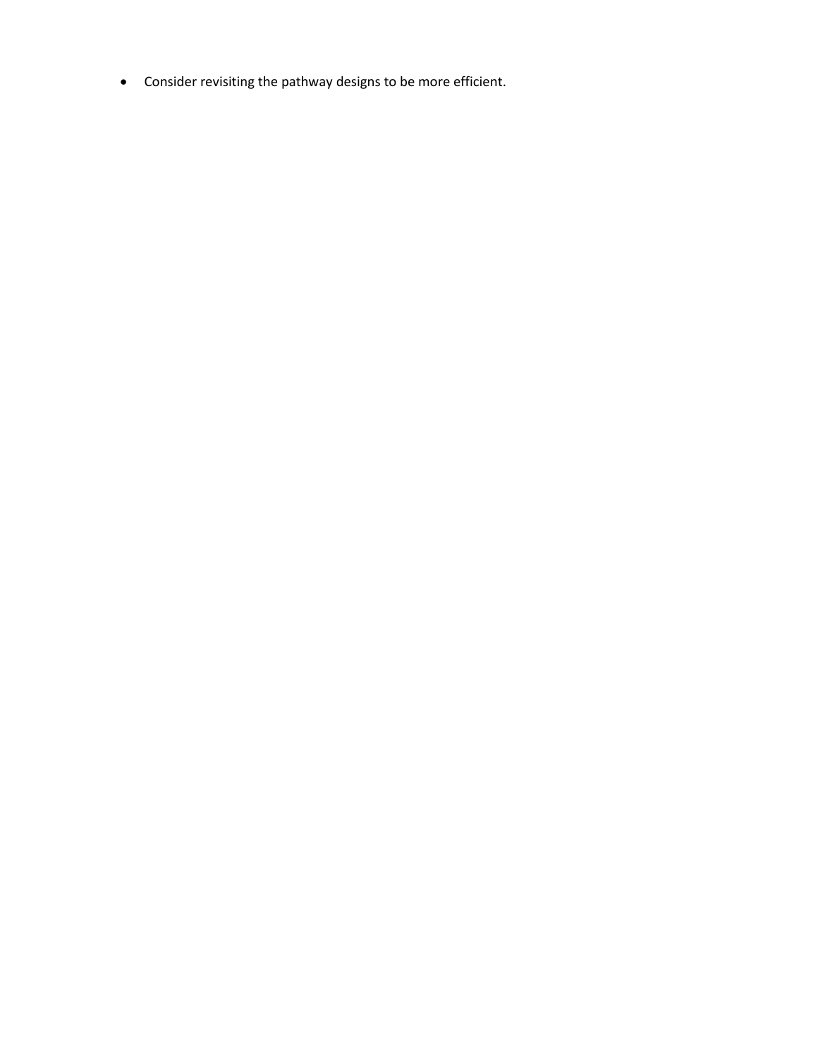- Consider revisiting the pathway designs to be more efficient.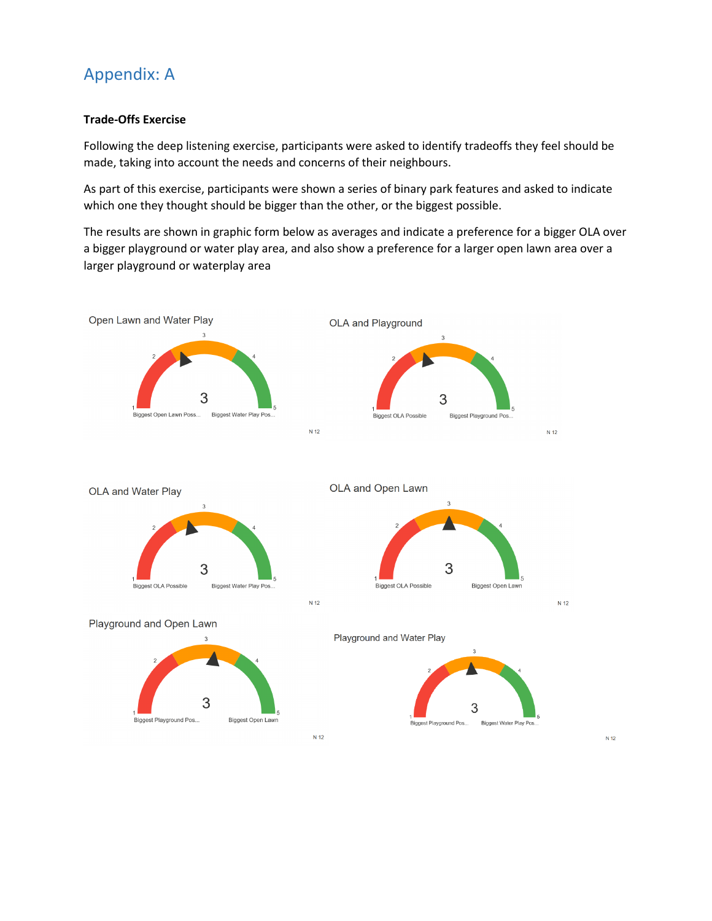# Appendix: A

**Trade-Offs Exercise**

Following the deep listening exercise, participants were asked to identify tradeoffs they feel should be made, taking into account the needs and concerns of their neighbours.

As part of this exercise, participants were shown a series of binary park features and asked to indicate which one they thought should be bigger than the other, or the biggest possible.

The results are shown in graphic form below as averages and indicate a preference for a bigger OLA over a bigger playground or water play area, and also show a preference for a larger open lawn area over a larger playground or waterplay area

Open Lawn and Water Play

3
2
4
1
5
3
Biggest Open Lawn Poss...
Biggest Water Play Pos...
N 12

OLA and Playground

3
2
4
1
5
3
Biggest OLA Possible
Biggest Playground Pos...
N 12

OLA and Water Play

3
2
4
1
5
3
Biggest OLA Possible
Biggest Water Play Pos...
N 12

OLA and Open Lawn

3
2
4
1
5
3
Biggest OLA Possible
Biggest Open Lawn
N 12

Playground and Open Lawn

3
2
4
1
5
3
Biggest Playground Pos...
Biggest Open Lawn
N 12

Playground and Water Play

3
2
4
1
5
3
Biggest Playground Pos...
Biggest Water Play Pos...
N 12